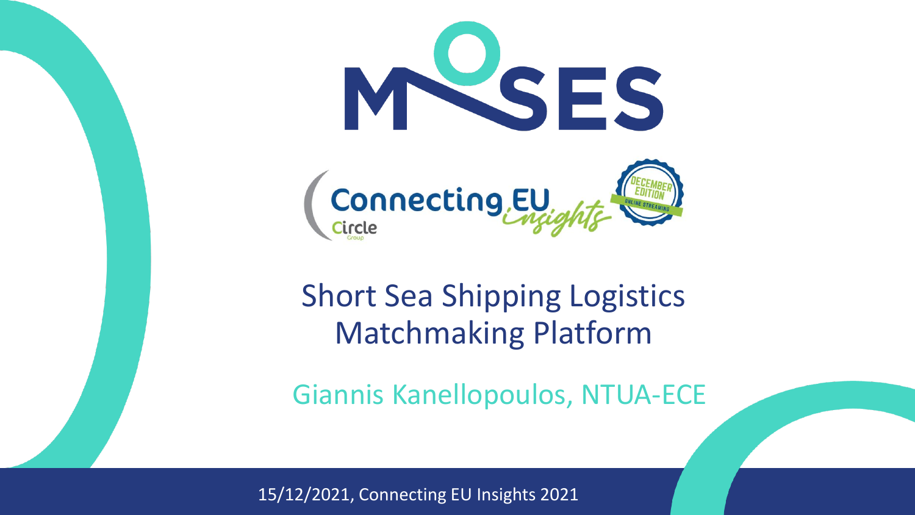# MOSES

Connecting EU insights — Circle Group — December Edition, Online Streaming

## Short Sea Shipping Logistics Matchmaking Platform

Giannis Kanellopoulos, NTUA-ECE

15/12/2021, Connecting EU Insights 2021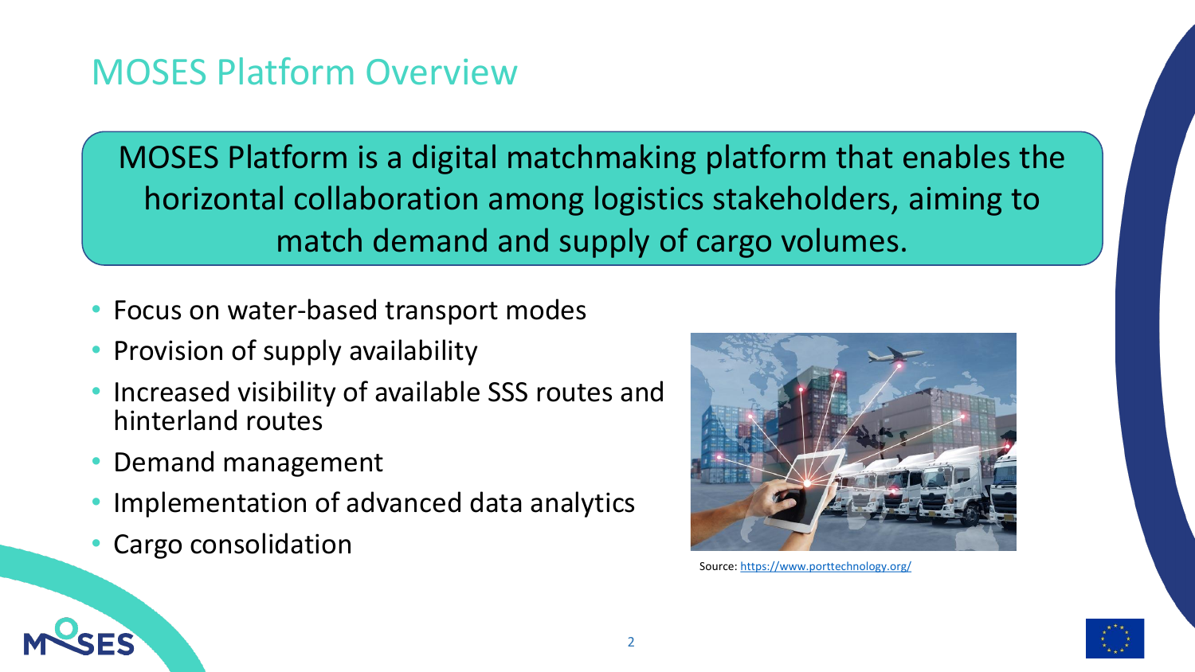# MOSES Platform Overview

MOSES Platform is a digital matchmaking platform that enables the horizontal collaboration among logistics stakeholders, aiming to match demand and supply of cargo volumes.

- Focus on water-based transport modes
- Provision of supply availability
- Increased visibility of available SSS routes and hinterland routes
- Demand management
- Implementation of advanced data analytics
- Cargo consolidation

Source: https://www.porttechnology.org/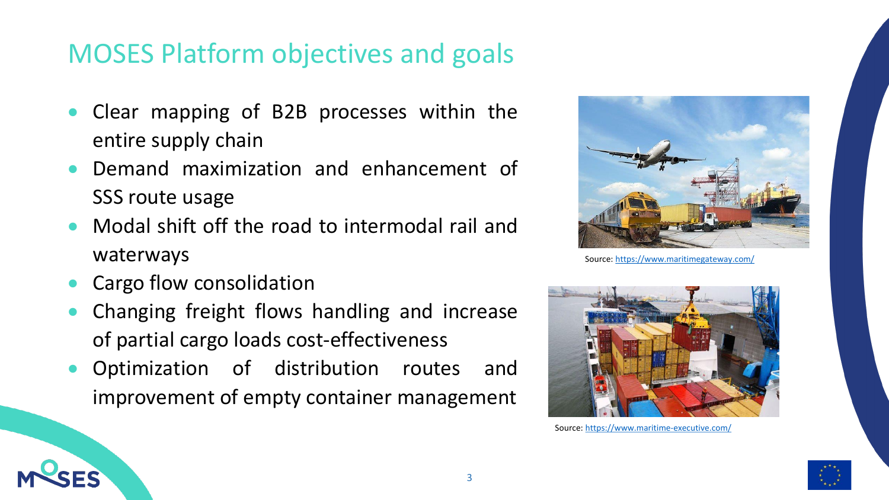## MOSES Platform objectives and goals

- Clear mapping of B2B processes within the entire supply chain
- Demand maximization and enhancement of SSS route usage
- Modal shift off the road to intermodal rail and waterways
- Cargo flow consolidation
- Changing freight flows handling and increase of partial cargo loads cost-effectiveness
- Optimization of distribution routes and improvement of empty container management

Source: https://www.maritimegateway.com/

Source: https://www.maritime-executive.com/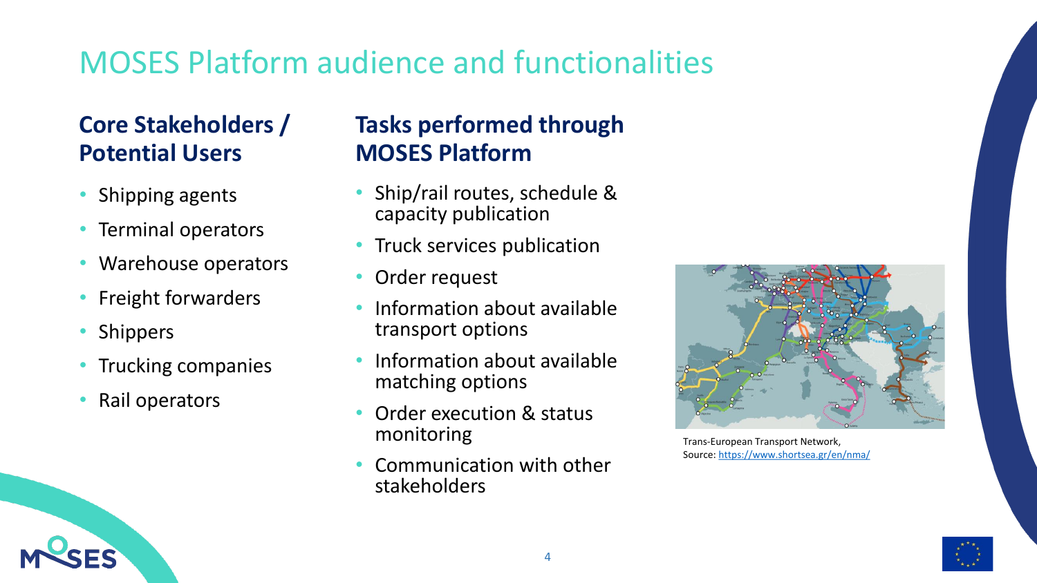# MOSES Platform audience and functionalities

## Core Stakeholders / Potential Users

- Shipping agents
- Terminal operators
- Warehouse operators
- Freight forwarders
- Shippers
- Trucking companies
- Rail operators

## Tasks performed through MOSES Platform

- Ship/rail routes, schedule & capacity publication
- Truck services publication
- Order request
- Information about available transport options
- Information about available matching options
- Order execution & status monitoring
- Communication with other stakeholders

Trans-European Transport Network,
Source: https://www.shortsea.gr/en/nma/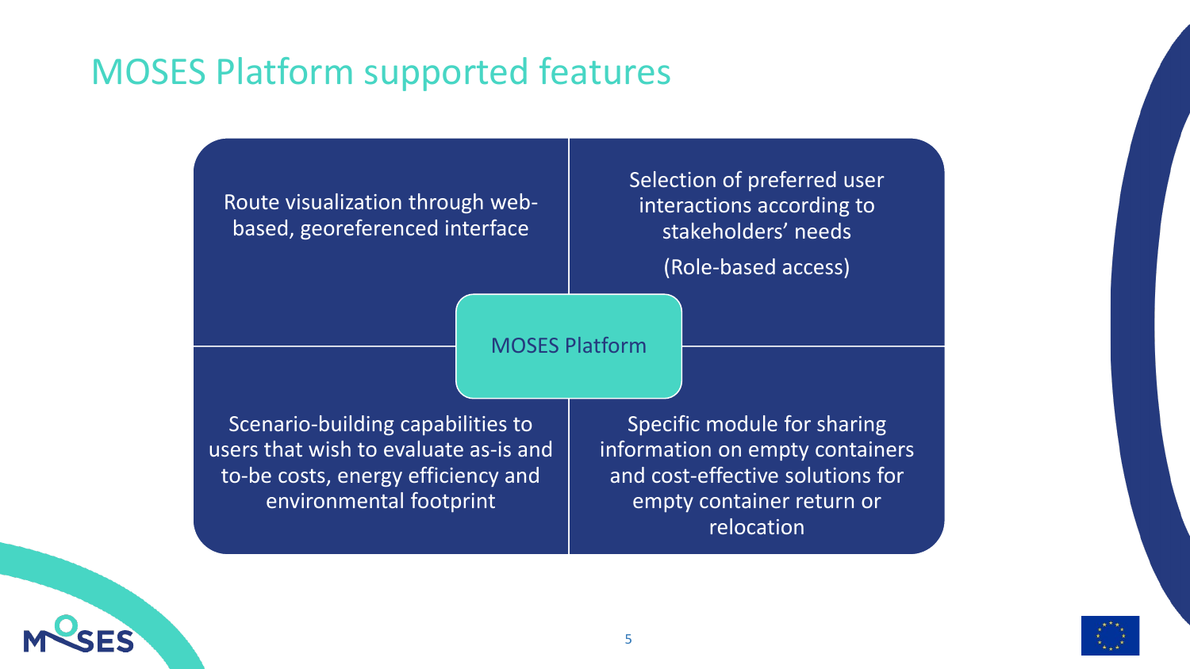# MOSES Platform supported features

**MOSES Platform**

- Route visualization through web-based, georeferenced interface
- Selection of preferred user interactions according to stakeholders' needs

  (Role-based access)
- Scenario-building capabilities to users that wish to evaluate as-is and to-be costs, energy efficiency and environmental footprint
- Specific module for sharing information on empty containers and cost-effective solutions for empty container return or relocation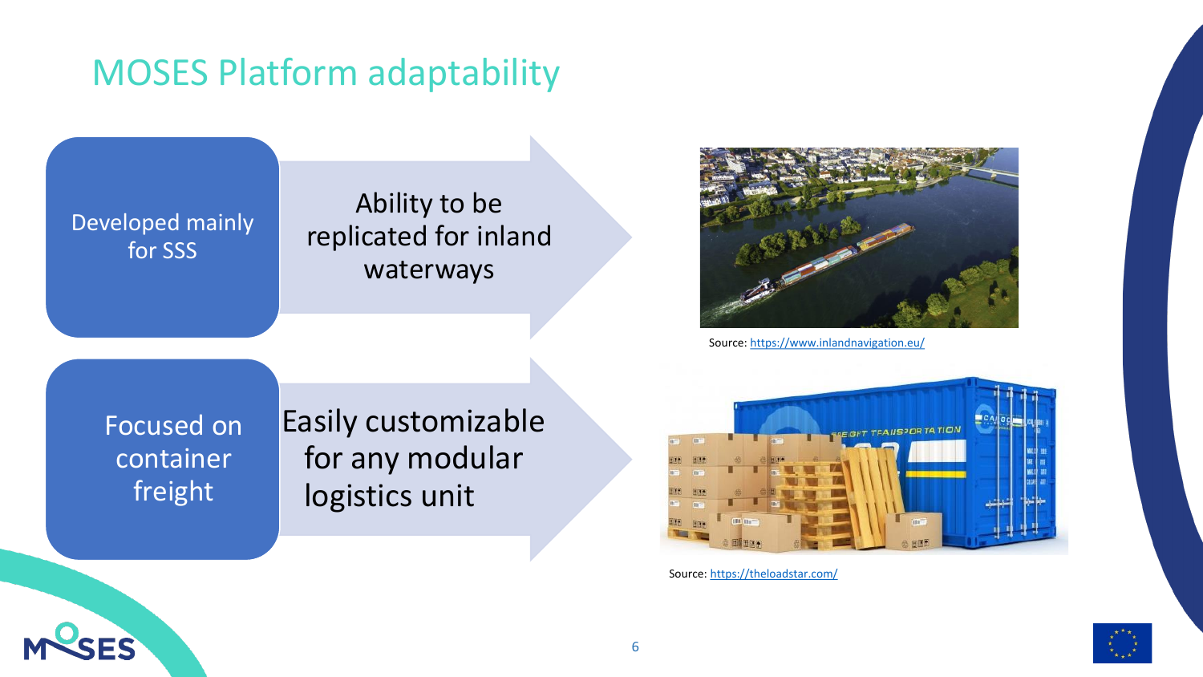# MOSES Platform adaptability

- Developed mainly for SSS → Ability to be replicated for inland waterways
- Focused on container freight → Easily customizable for any modular logistics unit

Source: https://www.inlandnavigation.eu/

Source: https://theloadstar.com/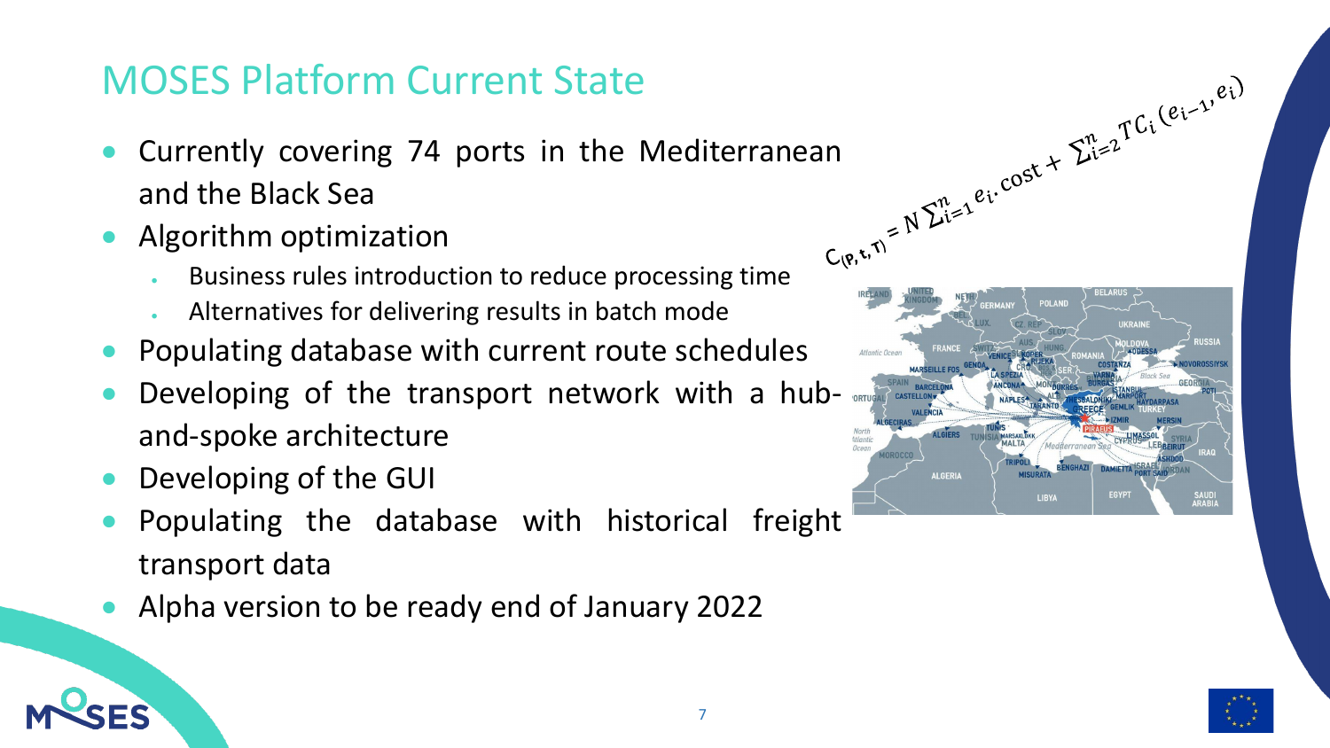# MOSES Platform Current State

- Currently covering 74 ports in the Mediterranean and the Black Sea
- Algorithm optimization
  - Business rules introduction to reduce processing time
  - Alternatives for delivering results in batch mode
- Populating database with current route schedules
- Developing of the transport network with a hub-and-spoke architecture
- Developing of the GUI
- Populating the database with historical freight transport data
- Alpha version to be ready end of January 2022

$$C_{(P,t,T)} = N \sum_{i=1}^{n} e_i.cost + \sum_{i=2}^{n} TC_i(e_{i-1}, e_i)$$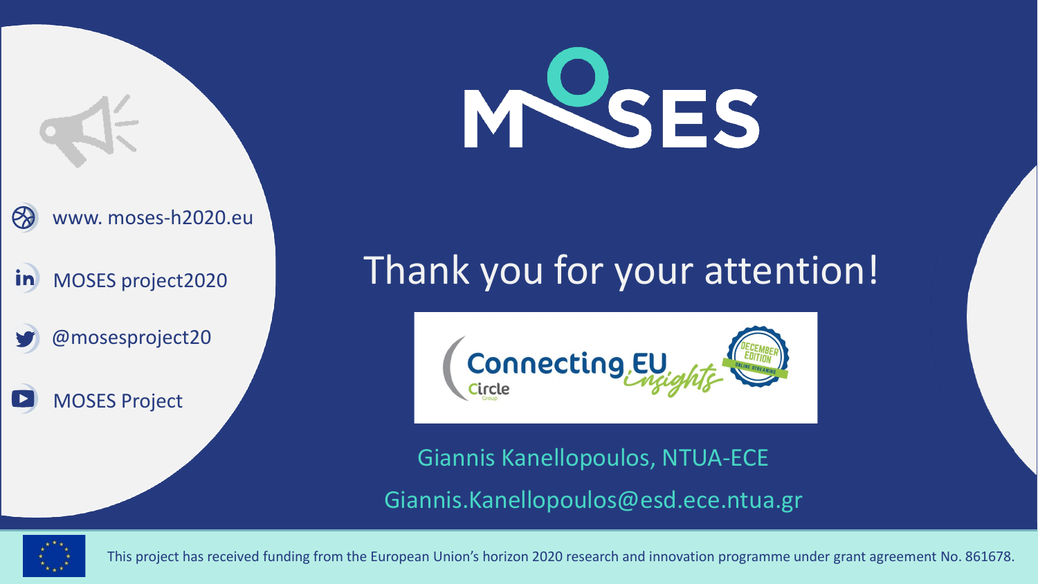# MOSES

www. moses-h2020.eu

MOSES project2020

@mosesproject20

MOSES Project

## Thank you for your attention!

Connecting EU insights — Circle Group — December Edition, Online Streaming

Giannis Kanellopoulos, NTUA-ECE

Giannis.Kanellopoulos@esd.ece.ntua.gr

This project has received funding from the European Union's horizon 2020 research and innovation programme under grant agreement No. 861678.